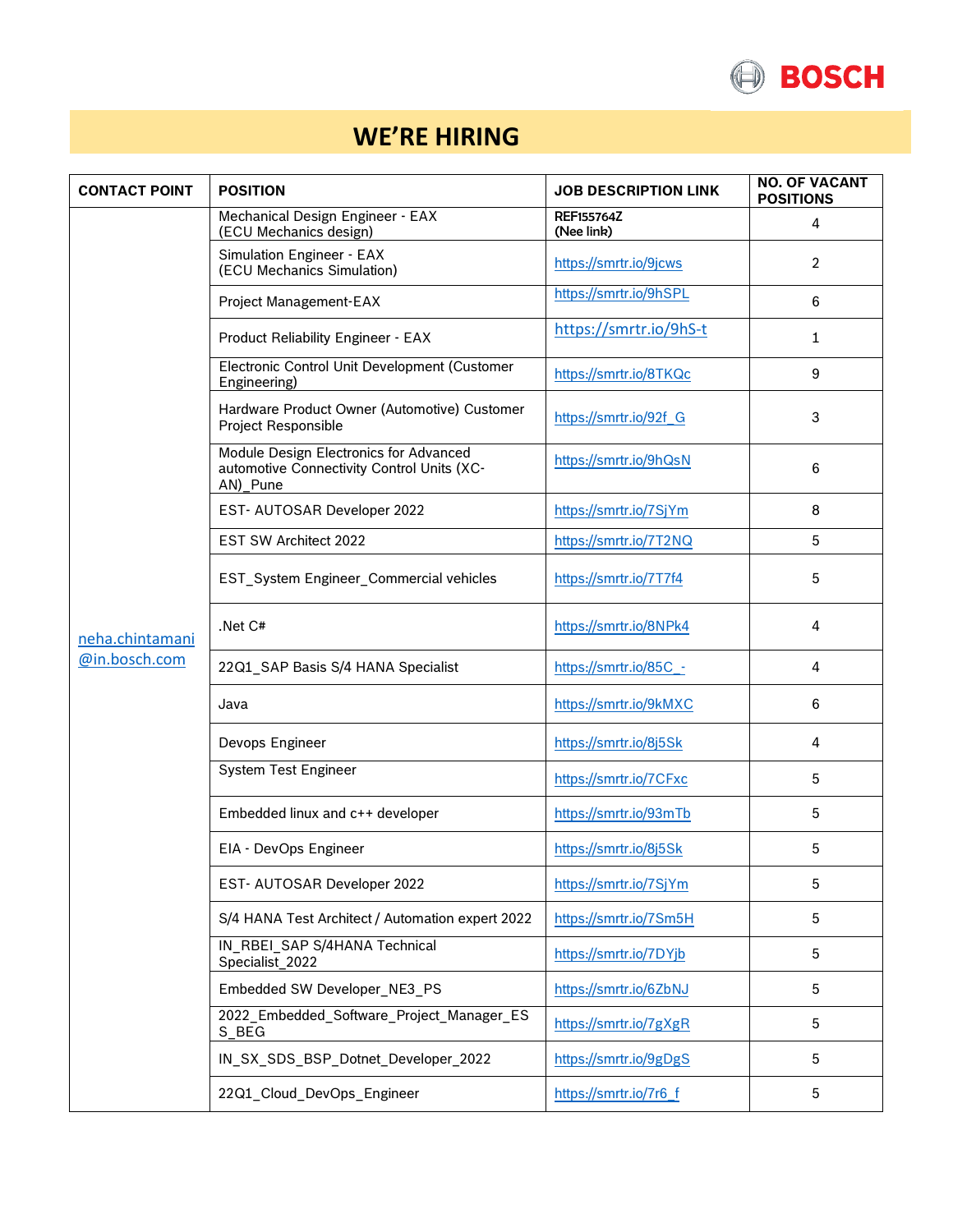BOSCH

# WE'RE HIRING

| CONTACT POINT | POSITION | JOB DESCRIPTION LINK | NO. OF VACANT POSITIONS |
|---|---|---|---|
| neha.chintamani@in.bosch.com | Mechanical Design Engineer - EAX (ECU Mechanics design) | REF155764Z (Nee link) | 4 |
| | Simulation Engineer - EAX (ECU Mechanics Simulation) | https://smrtr.io/9jcws | 2 |
| | Project Management-EAX | https://smrtr.io/9hSPL | 6 |
| | Product Reliability Engineer - EAX | https://smrtr.io/9hS-t | 1 |
| | Electronic Control Unit Development (Customer Engineering) | https://smrtr.io/8TKQc | 9 |
| | Hardware Product Owner (Automotive) Customer Project Responsible | https://smrtr.io/92f_G | 3 |
| | Module Design Electronics for Advanced automotive Connectivity Control Units (XC-AN)_Pune | https://smrtr.io/9hQsN | 6 |
| | EST- AUTOSAR Developer 2022 | https://smrtr.io/7SjYm | 8 |
| | EST SW Architect 2022 | https://smrtr.io/7T2NQ | 5 |
| | EST_System Engineer_Commercial vehicles | https://smrtr.io/7T7f4 | 5 |
| | .Net C# | https://smrtr.io/8NPk4 | 4 |
| | 22Q1_SAP Basis S/4 HANA Specialist | https://smrtr.io/85C_- | 4 |
| | Java | https://smrtr.io/9kMXC | 6 |
| | Devops Engineer | https://smrtr.io/8j5Sk | 4 |
| | System Test Engineer | https://smrtr.io/7CFxc | 5 |
| | Embedded linux and c++ developer | https://smrtr.io/93mTb | 5 |
| | EIA - DevOps Engineer | https://smrtr.io/8j5Sk | 5 |
| | EST- AUTOSAR Developer 2022 | https://smrtr.io/7SjYm | 5 |
| | S/4 HANA Test Architect / Automation expert 2022 | https://smrtr.io/7Sm5H | 5 |
| | IN_RBEI_SAP S/4HANA Technical Specialist_2022 | https://smrtr.io/7DYjb | 5 |
| | Embedded SW Developer_NE3_PS | https://smrtr.io/6ZbNJ | 5 |
| | 2022_Embedded_Software_Project_Manager_ES S_BEG | https://smrtr.io/7gXgR | 5 |
| | IN_SX_SDS_BSP_Dotnet_Developer_2022 | https://smrtr.io/9gDgS | 5 |
| | 22Q1_Cloud_DevOps_Engineer | https://smrtr.io/7r6_f | 5 |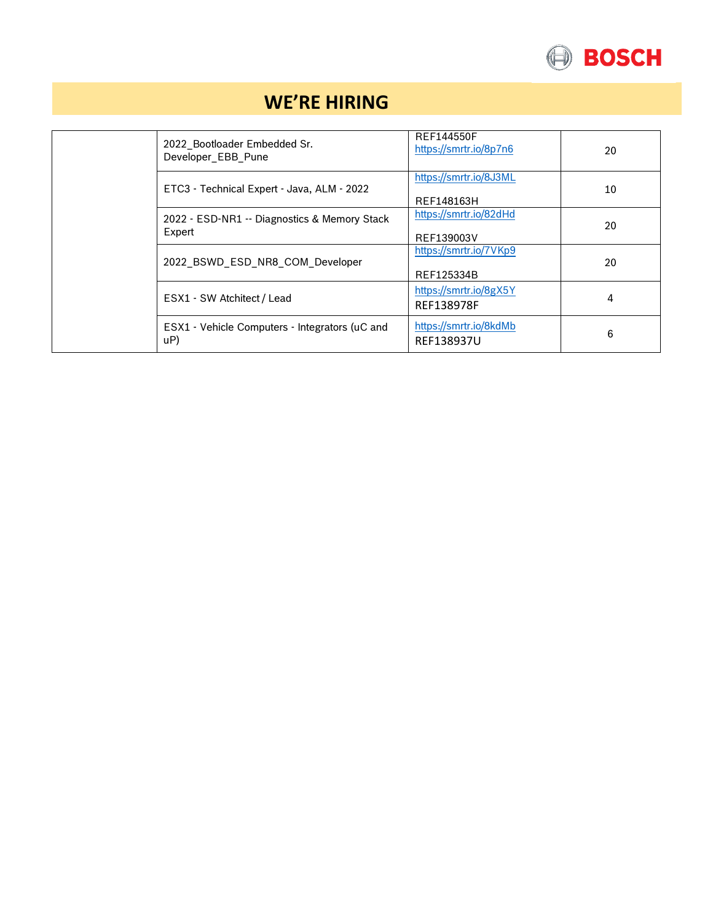# WE'RE HIRING

| | | | |
|---|---|---|---|
| | 2022_Bootloader Embedded Sr. Developer_EBB_Pune | REF144550F https://smrtr.io/8p7n6 | 20 |
| | ETC3 - Technical Expert - Java, ALM - 2022 | https://smrtr.io/8J3ML REF148163H | 10 |
| | 2022 - ESD-NR1 -- Diagnostics & Memory Stack Expert | https://smrtr.io/82dHd REF139003V | 20 |
| | 2022_BSWD_ESD_NR8_COM_Developer | https://smrtr.io/7VKp9 REF125334B | 20 |
| | ESX1 - SW Atchitect / Lead | https://smrtr.io/8gX5Y REF138978F | 4 |
| | ESX1 - Vehicle Computers - Integrators (uC and uP) | https://smrtr.io/8kdMb REF138937U | 6 |